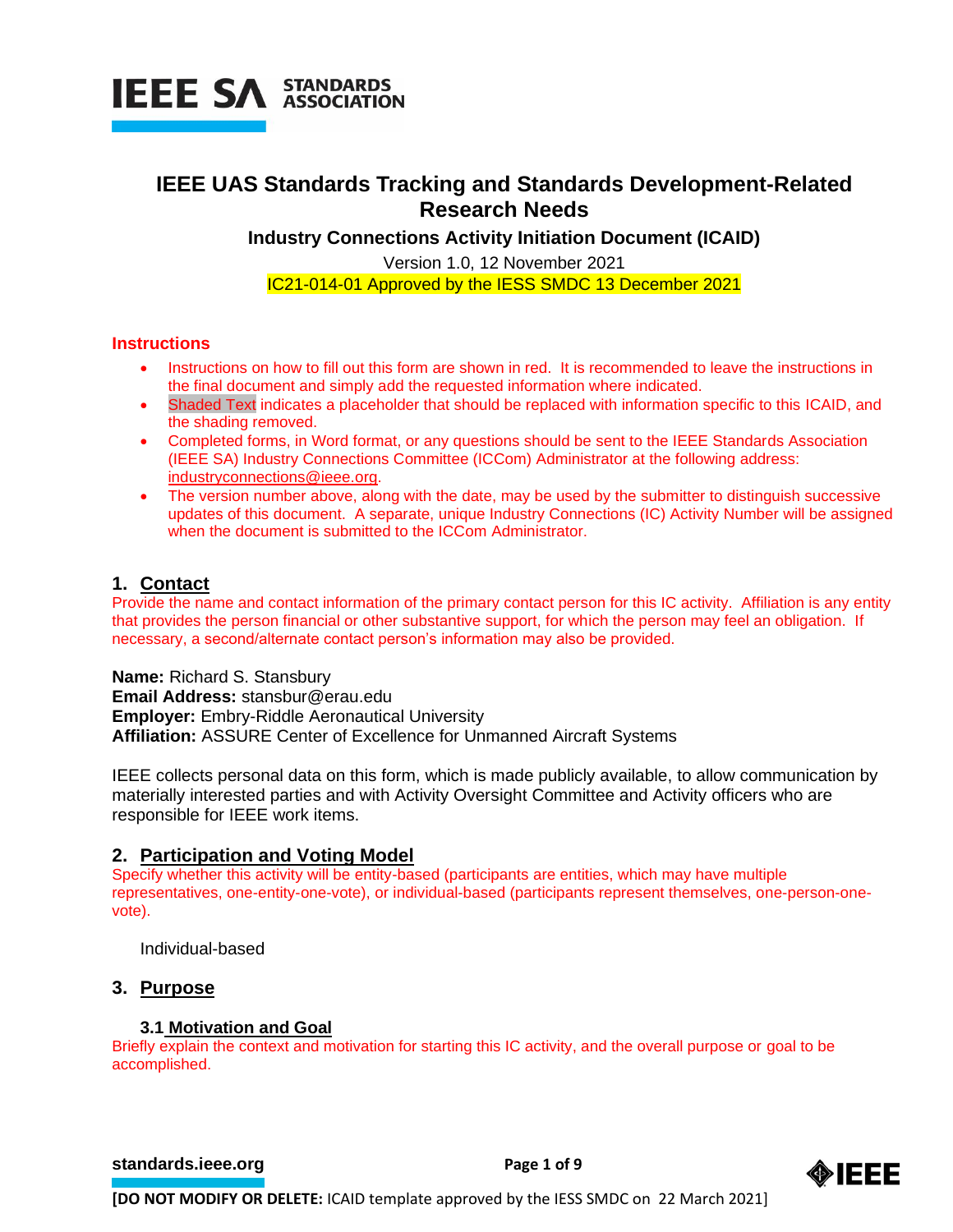# IEEE UAS Standards Tracking and Standards Development-Related Research Needs

**Industry Connections Activity Initiation Document (ICAID)**

Version 1.0, 12 November 2021

IC21-014-01 Approved by the IESS SMDC 13 December 2021

## Instructions

- Instructions on how to fill out this form are shown in red. It is recommended to leave the instructions in the final document and simply add the requested information where indicated.
- Shaded Text indicates a placeholder that should be replaced with information specific to this ICAID, and the shading removed.
- Completed forms, in Word format, or any questions should be sent to the IEEE Standards Association (IEEE SA) Industry Connections Committee (ICCom) Administrator at the following address: industryconnections@ieee.org.
- The version number above, along with the date, may be used by the submitter to distinguish successive updates of this document. A separate, unique Industry Connections (IC) Activity Number will be assigned when the document is submitted to the ICCom Administrator.

## 1. Contact

Provide the name and contact information of the primary contact person for this IC activity. Affiliation is any entity that provides the person financial or other substantive support, for which the person may feel an obligation. If necessary, a second/alternate contact person's information may also be provided.

**Name:** Richard S. Stansbury
**Email Address:** stansbur@erau.edu
**Employer:** Embry-Riddle Aeronautical University
**Affiliation:** ASSURE Center of Excellence for Unmanned Aircraft Systems

IEEE collects personal data on this form, which is made publicly available, to allow communication by materially interested parties and with Activity Oversight Committee and Activity officers who are responsible for IEEE work items.

## 2. Participation and Voting Model

Specify whether this activity will be entity-based (participants are entities, which may have multiple representatives, one-entity-one-vote), or individual-based (participants represent themselves, one-person-one-vote).

Individual-based

## 3. Purpose

### 3.1 Motivation and Goal

Briefly explain the context and motivation for starting this IC activity, and the overall purpose or goal to be accomplished.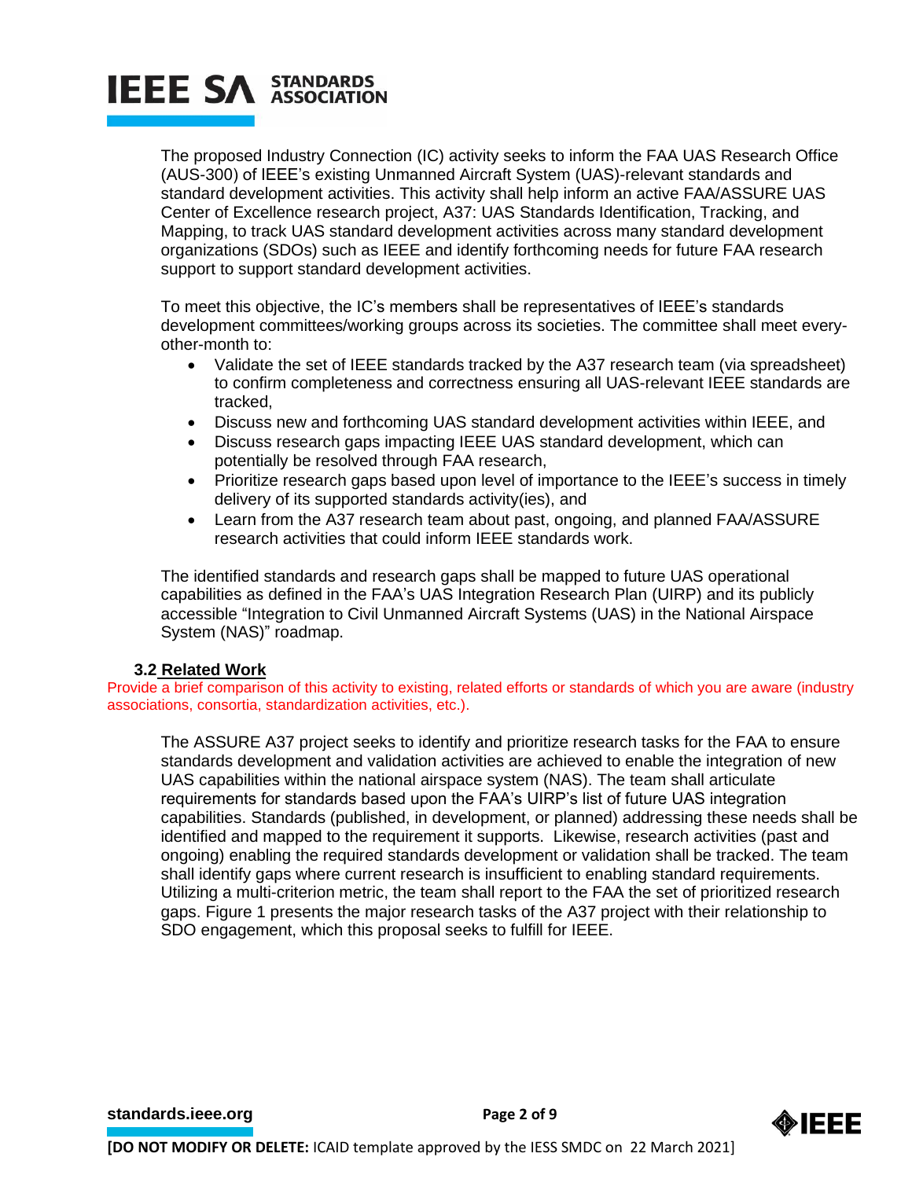The proposed Industry Connection (IC) activity seeks to inform the FAA UAS Research Office (AUS-300) of IEEE's existing Unmanned Aircraft System (UAS)-relevant standards and standard development activities. This activity shall help inform an active FAA/ASSURE UAS Center of Excellence research project, A37: UAS Standards Identification, Tracking, and Mapping, to track UAS standard development activities across many standard development organizations (SDOs) such as IEEE and identify forthcoming needs for future FAA research support to support standard development activities.

To meet this objective, the IC's members shall be representatives of IEEE's standards development committees/working groups across its societies. The committee shall meet every-other-month to:

- Validate the set of IEEE standards tracked by the A37 research team (via spreadsheet) to confirm completeness and correctness ensuring all UAS-relevant IEEE standards are tracked,
- Discuss new and forthcoming UAS standard development activities within IEEE, and
- Discuss research gaps impacting IEEE UAS standard development, which can potentially be resolved through FAA research,
- Prioritize research gaps based upon level of importance to the IEEE's success in timely delivery of its supported standards activity(ies), and
- Learn from the A37 research team about past, ongoing, and planned FAA/ASSURE research activities that could inform IEEE standards work.

The identified standards and research gaps shall be mapped to future UAS operational capabilities as defined in the FAA's UAS Integration Research Plan (UIRP) and its publicly accessible "Integration to Civil Unmanned Aircraft Systems (UAS) in the National Airspace System (NAS)" roadmap.

### 3.2 Related Work

Provide a brief comparison of this activity to existing, related efforts or standards of which you are aware (industry associations, consortia, standardization activities, etc.).

The ASSURE A37 project seeks to identify and prioritize research tasks for the FAA to ensure standards development and validation activities are achieved to enable the integration of new UAS capabilities within the national airspace system (NAS). The team shall articulate requirements for standards based upon the FAA's UIRP's list of future UAS integration capabilities. Standards (published, in development, or planned) addressing these needs shall be identified and mapped to the requirement it supports. Likewise, research activities (past and ongoing) enabling the required standards development or validation shall be tracked. The team shall identify gaps where current research is insufficient to enabling standard requirements. Utilizing a multi-criterion metric, the team shall report to the FAA the set of prioritized research gaps. Figure 1 presents the major research tasks of the A37 project with their relationship to SDO engagement, which this proposal seeks to fulfill for IEEE.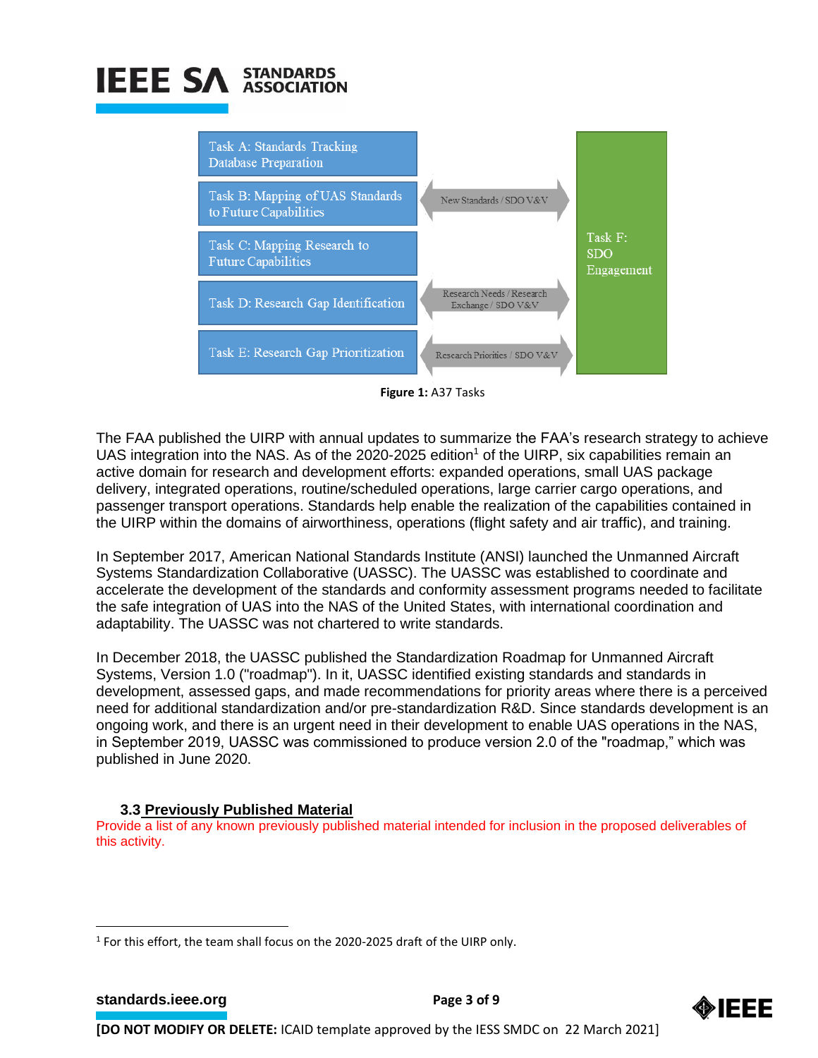Task A: Standards Tracking Database Preparation

Task B: Mapping of UAS Standards to Future Capabilities

Task C: Mapping Research to Future Capabilities

Task D: Research Gap Identification

Task E: Research Gap Prioritization

New Standards / SDO V&V

Research Needs / Research Exchange / SDO V&V

Research Priorities / SDO V&V

Task F: SDO Engagement

**Figure 1:** A37 Tasks

The FAA published the UIRP with annual updates to summarize the FAA's research strategy to achieve UAS integration into the NAS. As of the 2020-2025 edition[1] of the UIRP, six capabilities remain an active domain for research and development efforts: expanded operations, small UAS package delivery, integrated operations, routine/scheduled operations, large carrier cargo operations, and passenger transport operations. Standards help enable the realization of the capabilities contained in the UIRP within the domains of airworthiness, operations (flight safety and air traffic), and training.

In September 2017, American National Standards Institute (ANSI) launched the Unmanned Aircraft Systems Standardization Collaborative (UASSC). The UASSC was established to coordinate and accelerate the development of the standards and conformity assessment programs needed to facilitate the safe integration of UAS into the NAS of the United States, with international coordination and adaptability. The UASSC was not chartered to write standards.

In December 2018, the UASSC published the Standardization Roadmap for Unmanned Aircraft Systems, Version 1.0 ("roadmap"). In it, UASSC identified existing standards and standards in development, assessed gaps, and made recommendations for priority areas where there is a perceived need for additional standardization and/or pre-standardization R&D. Since standards development is an ongoing work, and there is an urgent need in their development to enable UAS operations in the NAS, in September 2019, UASSC was commissioned to produce version 2.0 of the "roadmap," which was published in June 2020.

### 3.3 Previously Published Material

Provide a list of any known previously published material intended for inclusion in the proposed deliverables of this activity.

[1] For this effort, the team shall focus on the 2020-2025 draft of the UIRP only.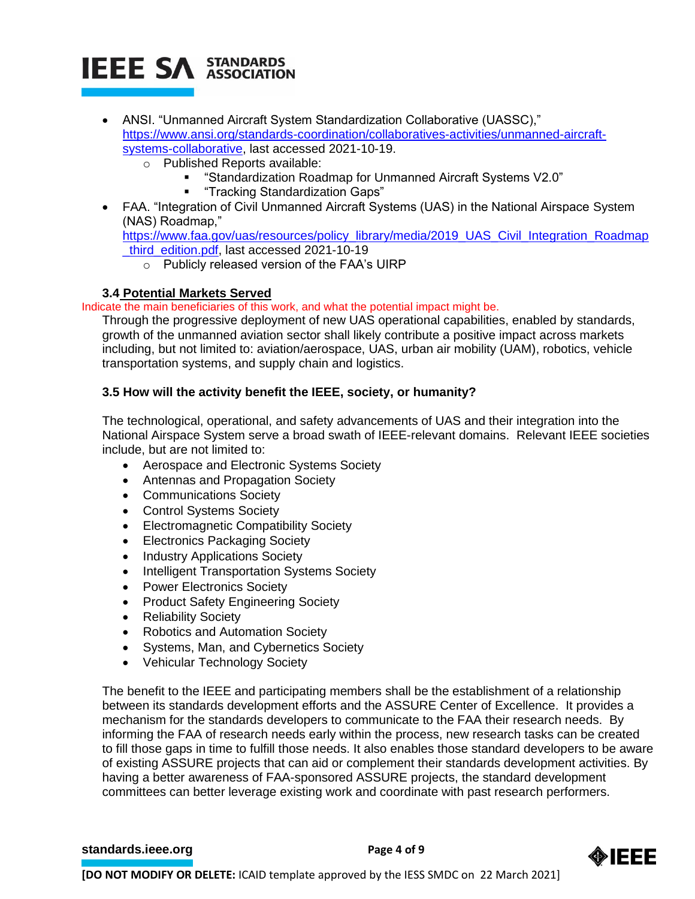- ANSI. "Unmanned Aircraft System Standardization Collaborative (UASSC)," https://www.ansi.org/standards-coordination/collaboratives-activities/unmanned-aircraft-systems-collaborative, last accessed 2021-10-19.
    - Published Reports available:
        - "Standardization Roadmap for Unmanned Aircraft Systems V2.0"
        - "Tracking Standardization Gaps"
- FAA. "Integration of Civil Unmanned Aircraft Systems (UAS) in the National Airspace System (NAS) Roadmap," https://www.faa.gov/uas/resources/policy_library/media/2019_UAS_Civil_Integration_Roadmap_third_edition.pdf, last accessed 2021-10-19
    - Publicly released version of the FAA's UIRP

### 3.4 Potential Markets Served

Indicate the main beneficiaries of this work, and what the potential impact might be.

Through the progressive deployment of new UAS operational capabilities, enabled by standards, growth of the unmanned aviation sector shall likely contribute a positive impact across markets including, but not limited to: aviation/aerospace, UAS, urban air mobility (UAM), robotics, vehicle transportation systems, and supply chain and logistics.

### 3.5 How will the activity benefit the IEEE, society, or humanity?

The technological, operational, and safety advancements of UAS and their integration into the National Airspace System serve a broad swath of IEEE-relevant domains. Relevant IEEE societies include, but are not limited to:

- Aerospace and Electronic Systems Society
- Antennas and Propagation Society
- Communications Society
- Control Systems Society
- Electromagnetic Compatibility Society
- Electronics Packaging Society
- Industry Applications Society
- Intelligent Transportation Systems Society
- Power Electronics Society
- Product Safety Engineering Society
- Reliability Society
- Robotics and Automation Society
- Systems, Man, and Cybernetics Society
- Vehicular Technology Society

The benefit to the IEEE and participating members shall be the establishment of a relationship between its standards development efforts and the ASSURE Center of Excellence. It provides a mechanism for the standards developers to communicate to the FAA their research needs. By informing the FAA of research needs early within the process, new research tasks can be created to fill those gaps in time to fulfill those needs. It also enables those standard developers to be aware of existing ASSURE projects that can aid or complement their standards development activities. By having a better awareness of FAA-sponsored ASSURE projects, the standard development committees can better leverage existing work and coordinate with past research performers.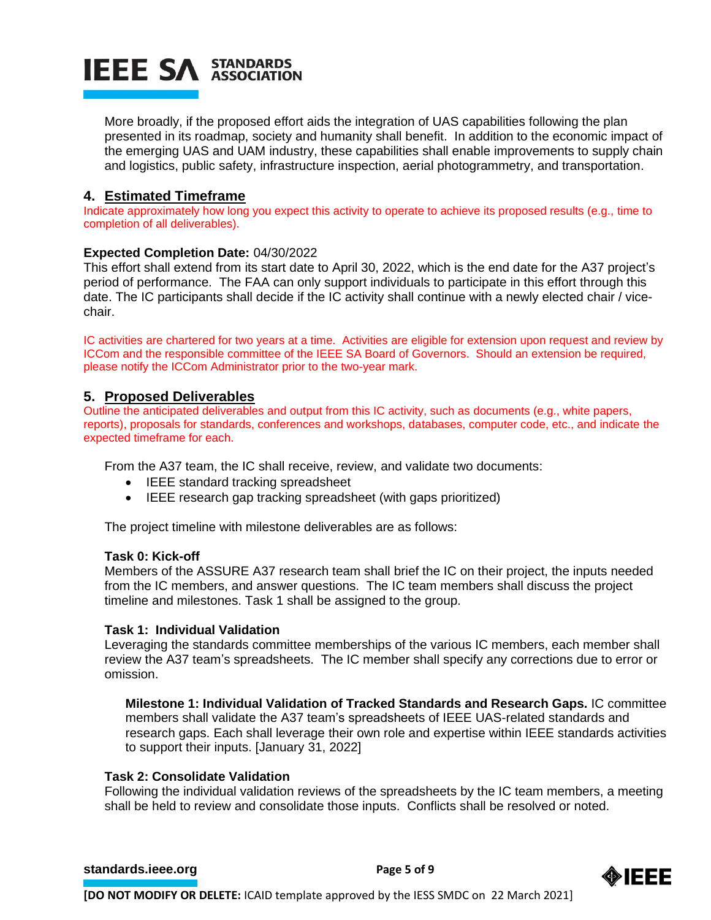More broadly, if the proposed effort aids the integration of UAS capabilities following the plan presented in its roadmap, society and humanity shall benefit. In addition to the economic impact of the emerging UAS and UAM industry, these capabilities shall enable improvements to supply chain and logistics, public safety, infrastructure inspection, aerial photogrammetry, and transportation.

## 4. Estimated Timeframe

Indicate approximately how long you expect this activity to operate to achieve its proposed results (e.g., time to completion of all deliverables).

**Expected Completion Date:** 04/30/2022

This effort shall extend from its start date to April 30, 2022, which is the end date for the A37 project's period of performance. The FAA can only support individuals to participate in this effort through this date. The IC participants shall decide if the IC activity shall continue with a newly elected chair / vice-chair.

IC activities are chartered for two years at a time. Activities are eligible for extension upon request and review by ICCom and the responsible committee of the IEEE SA Board of Governors. Should an extension be required, please notify the ICCom Administrator prior to the two-year mark.

## 5. Proposed Deliverables

Outline the anticipated deliverables and output from this IC activity, such as documents (e.g., white papers, reports), proposals for standards, conferences and workshops, databases, computer code, etc., and indicate the expected timeframe for each.

From the A37 team, the IC shall receive, review, and validate two documents:

- IEEE standard tracking spreadsheet
- IEEE research gap tracking spreadsheet (with gaps prioritized)

The project timeline with milestone deliverables are as follows:

**Task 0: Kick-off**

Members of the ASSURE A37 research team shall brief the IC on their project, the inputs needed from the IC members, and answer questions. The IC team members shall discuss the project timeline and milestones. Task 1 shall be assigned to the group.

**Task 1: Individual Validation**

Leveraging the standards committee memberships of the various IC members, each member shall review the A37 team's spreadsheets. The IC member shall specify any corrections due to error or omission.

**Milestone 1: Individual Validation of Tracked Standards and Research Gaps.** IC committee members shall validate the A37 team's spreadsheets of IEEE UAS-related standards and research gaps. Each shall leverage their own role and expertise within IEEE standards activities to support their inputs. [January 31, 2022]

**Task 2: Consolidate Validation**

Following the individual validation reviews of the spreadsheets by the IC team members, a meeting shall be held to review and consolidate those inputs. Conflicts shall be resolved or noted.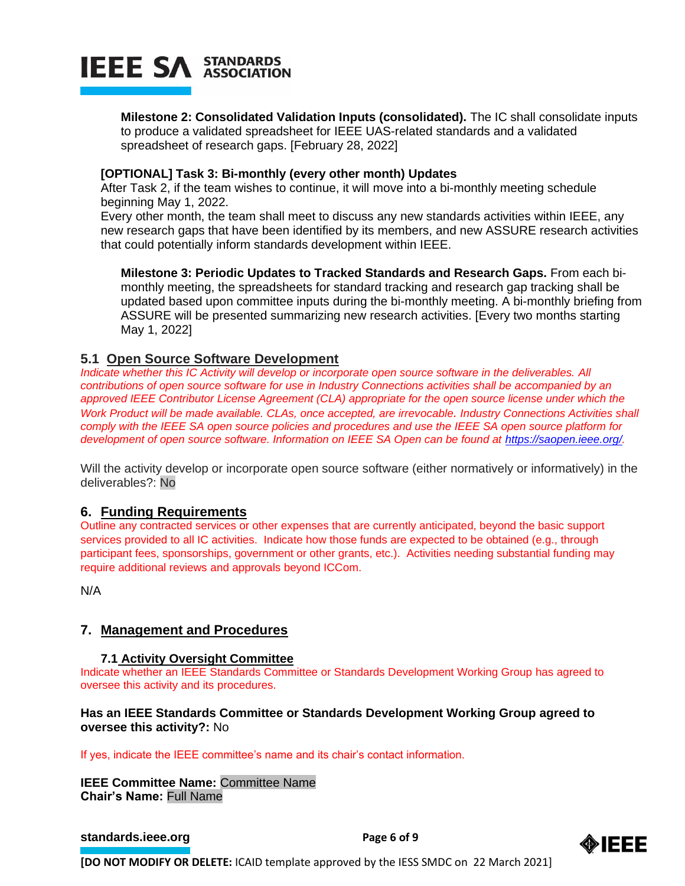**Milestone 2: Consolidated Validation Inputs (consolidated).** The IC shall consolidate inputs to produce a validated spreadsheet for IEEE UAS-related standards and a validated spreadsheet of research gaps. [February 28, 2022]

**[OPTIONAL] Task 3: Bi-monthly (every other month) Updates**

After Task 2, if the team wishes to continue, it will move into a bi-monthly meeting schedule beginning May 1, 2022.

Every other month, the team shall meet to discuss any new standards activities within IEEE, any new research gaps that have been identified by its members, and new ASSURE research activities that could potentially inform standards development within IEEE.

**Milestone 3: Periodic Updates to Tracked Standards and Research Gaps.** From each bi-monthly meeting, the spreadsheets for standard tracking and research gap tracking shall be updated based upon committee inputs during the bi-monthly meeting. A bi-monthly briefing from ASSURE will be presented summarizing new research activities. [Every two months starting May 1, 2022]

### 5.1 Open Source Software Development

*Indicate whether this IC Activity will develop or incorporate open source software in the deliverables. All contributions of open source software for use in Industry Connections activities shall be accompanied by an approved IEEE Contributor License Agreement (CLA) appropriate for the open source license under which the Work Product will be made available. CLAs, once accepted, are irrevocable. Industry Connections Activities shall comply with the IEEE SA open source policies and procedures and use the IEEE SA open source platform for development of open source software. Information on IEEE SA Open can be found at https://saopen.ieee.org/.*

Will the activity develop or incorporate open source software (either normatively or informatively) in the deliverables?: No

## 6. Funding Requirements

Outline any contracted services or other expenses that are currently anticipated, beyond the basic support services provided to all IC activities. Indicate how those funds are expected to be obtained (e.g., through participant fees, sponsorships, government or other grants, etc.). Activities needing substantial funding may require additional reviews and approvals beyond ICCom.

N/A

## 7. Management and Procedures

### 7.1 Activity Oversight Committee

Indicate whether an IEEE Standards Committee or Standards Development Working Group has agreed to oversee this activity and its procedures.

**Has an IEEE Standards Committee or Standards Development Working Group agreed to oversee this activity?:** No

If yes, indicate the IEEE committee's name and its chair's contact information.

**IEEE Committee Name:** Committee Name
**Chair's Name:** Full Name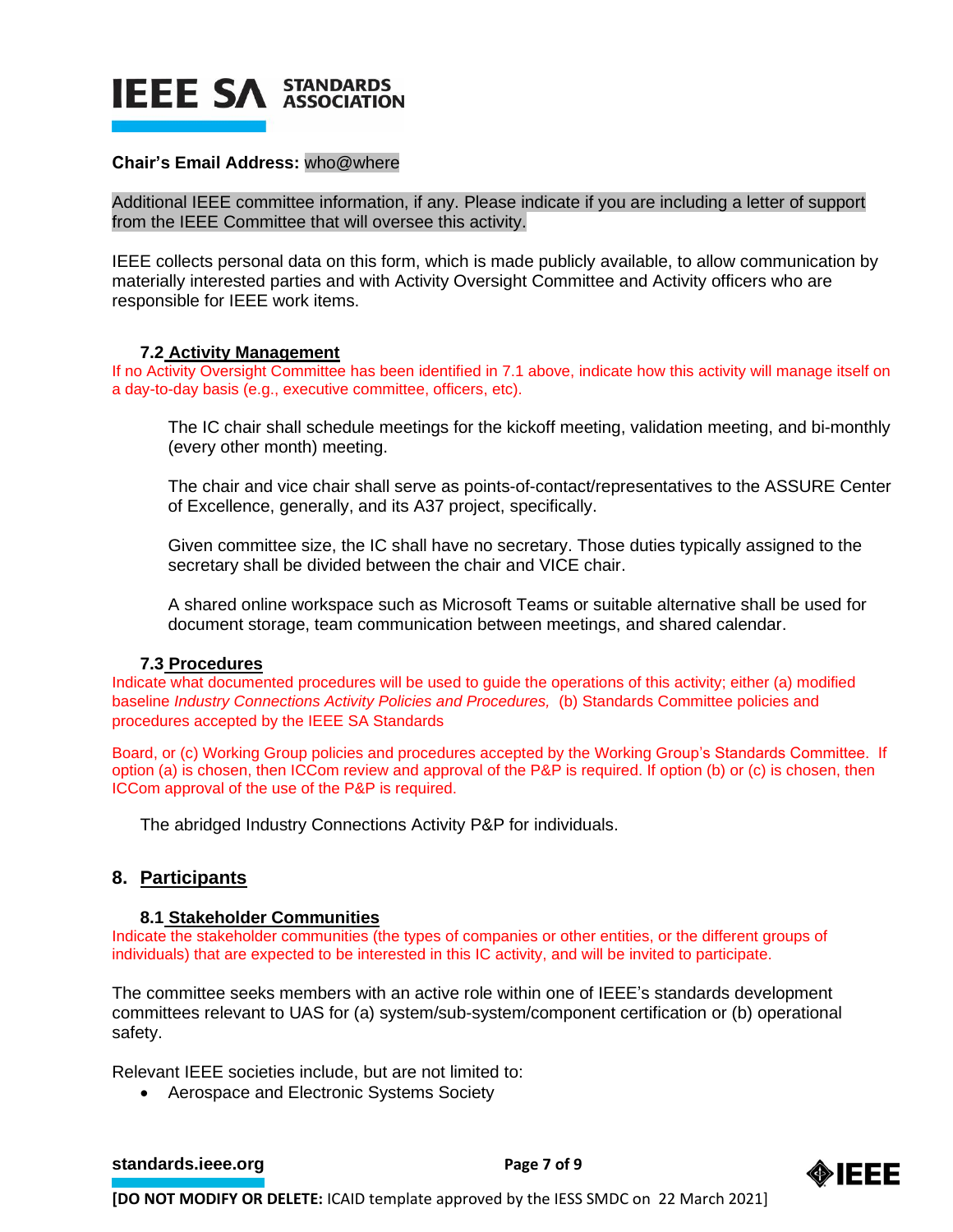**Chair's Email Address:** who@where

Additional IEEE committee information, if any. Please indicate if you are including a letter of support from the IEEE Committee that will oversee this activity.

IEEE collects personal data on this form, which is made publicly available, to allow communication by materially interested parties and with Activity Oversight Committee and Activity officers who are responsible for IEEE work items.

### 7.2 Activity Management

If no Activity Oversight Committee has been identified in 7.1 above, indicate how this activity will manage itself on a day-to-day basis (e.g., executive committee, officers, etc).

The IC chair shall schedule meetings for the kickoff meeting, validation meeting, and bi-monthly (every other month) meeting.

The chair and vice chair shall serve as points-of-contact/representatives to the ASSURE Center of Excellence, generally, and its A37 project, specifically.

Given committee size, the IC shall have no secretary. Those duties typically assigned to the secretary shall be divided between the chair and VICE chair.

A shared online workspace such as Microsoft Teams or suitable alternative shall be used for document storage, team communication between meetings, and shared calendar.

### 7.3 Procedures

Indicate what documented procedures will be used to guide the operations of this activity; either (a) modified baseline *Industry Connections Activity Policies and Procedures,* (b) Standards Committee policies and procedures accepted by the IEEE SA Standards

Board, or (c) Working Group policies and procedures accepted by the Working Group's Standards Committee. If option (a) is chosen, then ICCom review and approval of the P&P is required. If option (b) or (c) is chosen, then ICCom approval of the use of the P&P is required.

The abridged Industry Connections Activity P&P for individuals.

## 8. Participants

### 8.1 Stakeholder Communities

Indicate the stakeholder communities (the types of companies or other entities, or the different groups of individuals) that are expected to be interested in this IC activity, and will be invited to participate.

The committee seeks members with an active role within one of IEEE's standards development committees relevant to UAS for (a) system/sub-system/component certification or (b) operational safety.

Relevant IEEE societies include, but are not limited to:

- Aerospace and Electronic Systems Society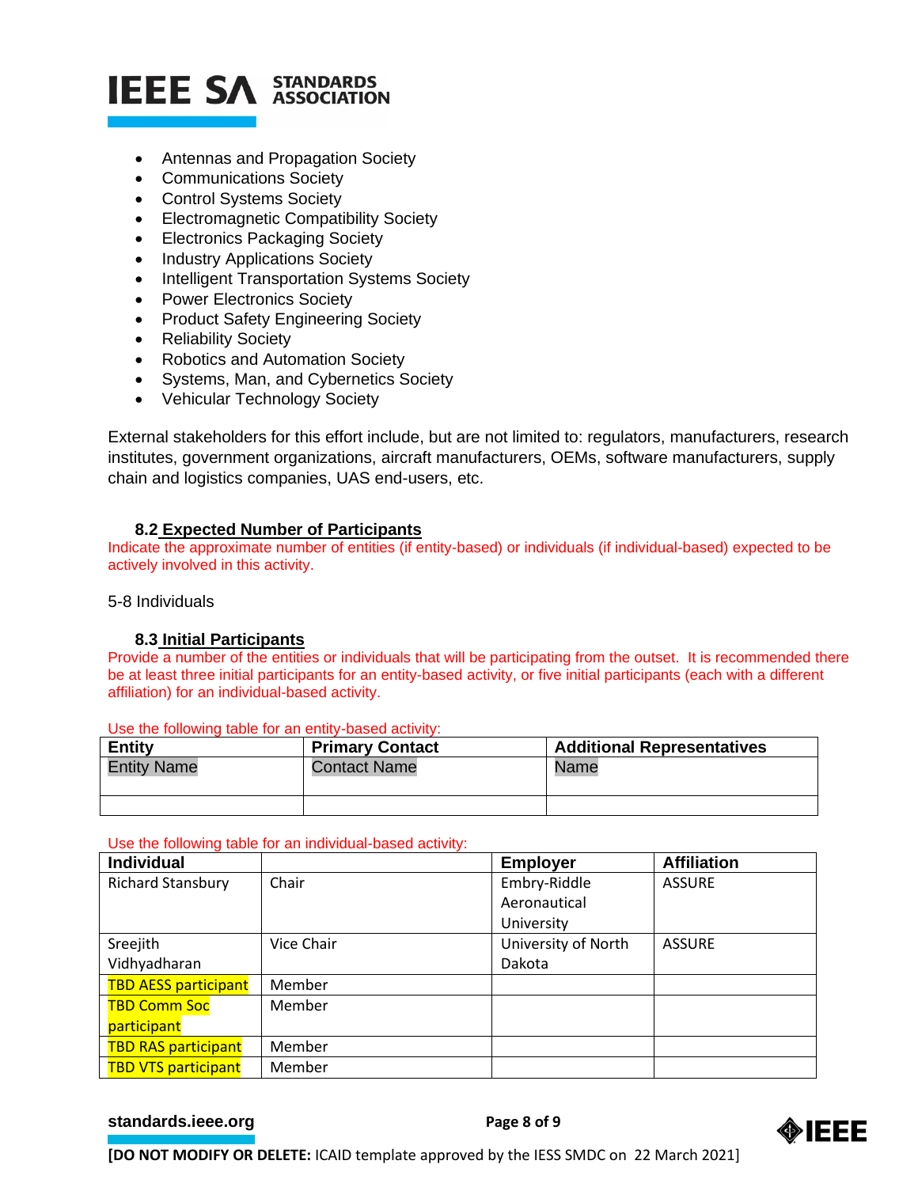- Antennas and Propagation Society
- Communications Society
- Control Systems Society
- Electromagnetic Compatibility Society
- Electronics Packaging Society
- Industry Applications Society
- Intelligent Transportation Systems Society
- Power Electronics Society
- Product Safety Engineering Society
- Reliability Society
- Robotics and Automation Society
- Systems, Man, and Cybernetics Society
- Vehicular Technology Society

External stakeholders for this effort include, but are not limited to: regulators, manufacturers, research institutes, government organizations, aircraft manufacturers, OEMs, software manufacturers, supply chain and logistics companies, UAS end-users, etc.

### 8.2 Expected Number of Participants

Indicate the approximate number of entities (if entity-based) or individuals (if individual-based) expected to be actively involved in this activity.

5-8 Individuals

### 8.3 Initial Participants

Provide a number of the entities or individuals that will be participating from the outset. It is recommended there be at least three initial participants for an entity-based activity, or five initial participants (each with a different affiliation) for an individual-based activity.

Use the following table for an entity-based activity:

| Entity | Primary Contact | Additional Representatives |
|---|---|---|
| Entity Name | Contact Name | Name |
| | | |

Use the following table for an individual-based activity:

| Individual | | Employer | Affiliation |
|---|---|---|---|
| Richard Stansbury | Chair | Embry-Riddle Aeronautical University | ASSURE |
| Sreejith Vidhyadharan | Vice Chair | University of North Dakota | ASSURE |
| TBD AESS participant | Member | | |
| TBD Comm Soc participant | Member | | |
| TBD RAS participant | Member | | |
| TBD VTS participant | Member | | |

**[DO NOT MODIFY OR DELETE:** ICAID template approved by the IESS SMDC on 22 March 2021]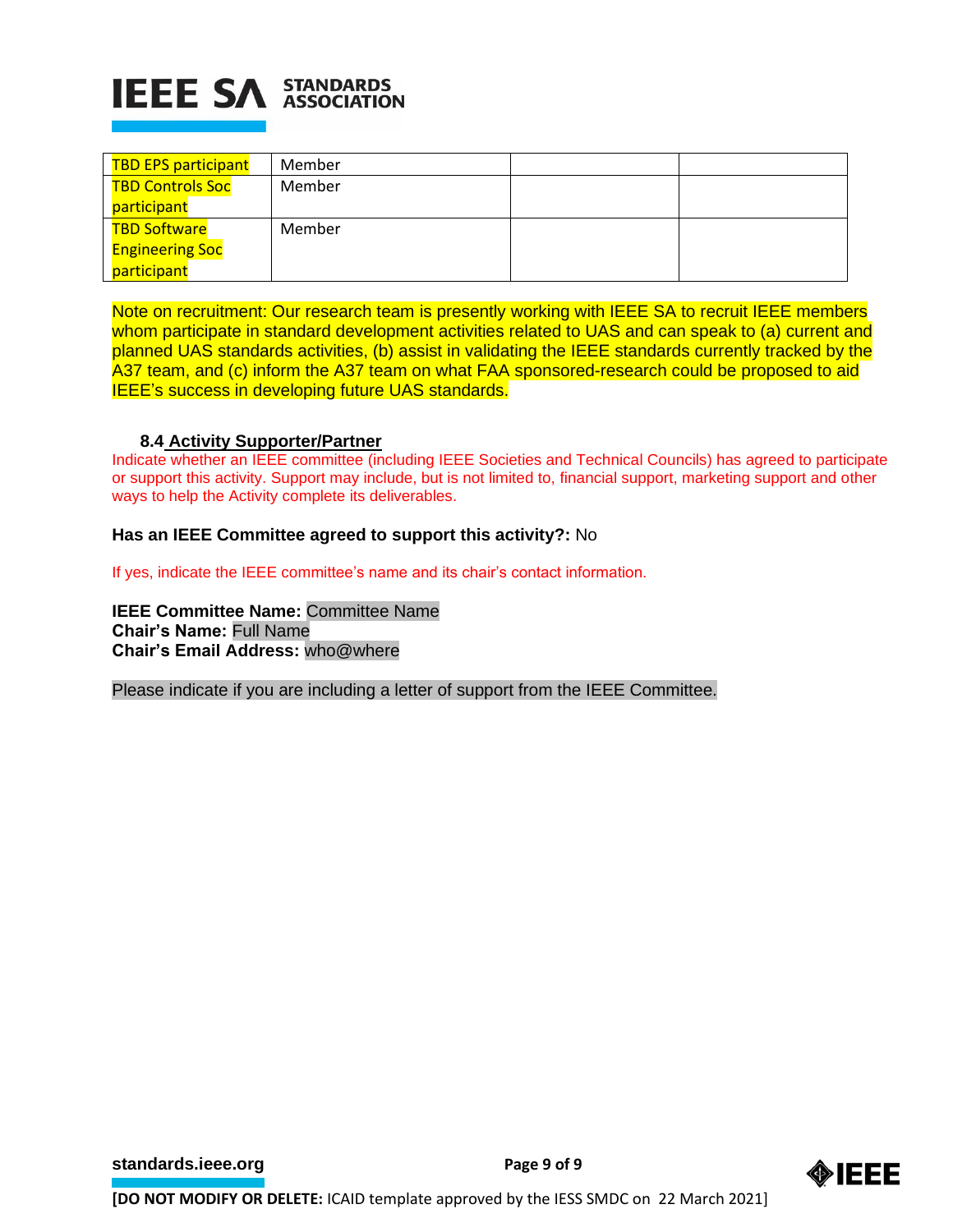| | | | |
|---|---|---|---|
| TBD EPS participant | Member | | |
| TBD Controls Soc participant | Member | | |
| TBD Software Engineering Soc participant | Member | | |

Note on recruitment: Our research team is presently working with IEEE SA to recruit IEEE members whom participate in standard development activities related to UAS and can speak to (a) current and planned UAS standards activities, (b) assist in validating the IEEE standards currently tracked by the A37 team, and (c) inform the A37 team on what FAA sponsored-research could be proposed to aid IEEE's success in developing future UAS standards.

### 8.4 Activity Supporter/Partner

Indicate whether an IEEE committee (including IEEE Societies and Technical Councils) has agreed to participate or support this activity. Support may include, but is not limited to, financial support, marketing support and other ways to help the Activity complete its deliverables.

**Has an IEEE Committee agreed to support this activity?:** No

If yes, indicate the IEEE committee's name and its chair's contact information.

**IEEE Committee Name:** Committee Name
**Chair's Name:** Full Name
**Chair's Email Address:** who@where

Please indicate if you are including a letter of support from the IEEE Committee.

**[DO NOT MODIFY OR DELETE:** ICAID template approved by the IESS SMDC on 22 March 2021]